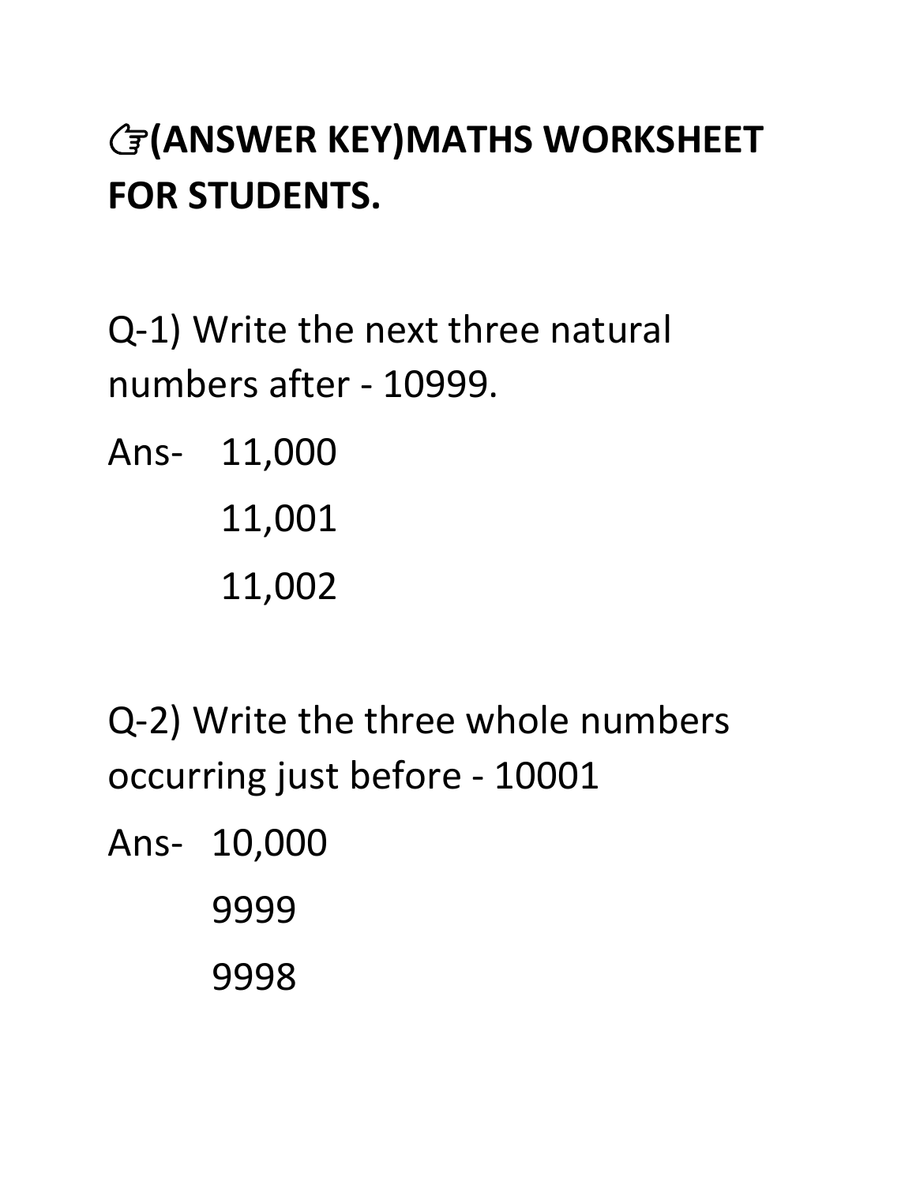# ☞(ANSWER KEY)MATHS WORKSHEET FOR STUDENTS.

Q-1) Write the next three natural numbers after - 10999.

Ans- 11,000

11,001

11,002

Q-2) Write the three whole numbers occurring just before - 10001

Ans- 10,000

9999

9998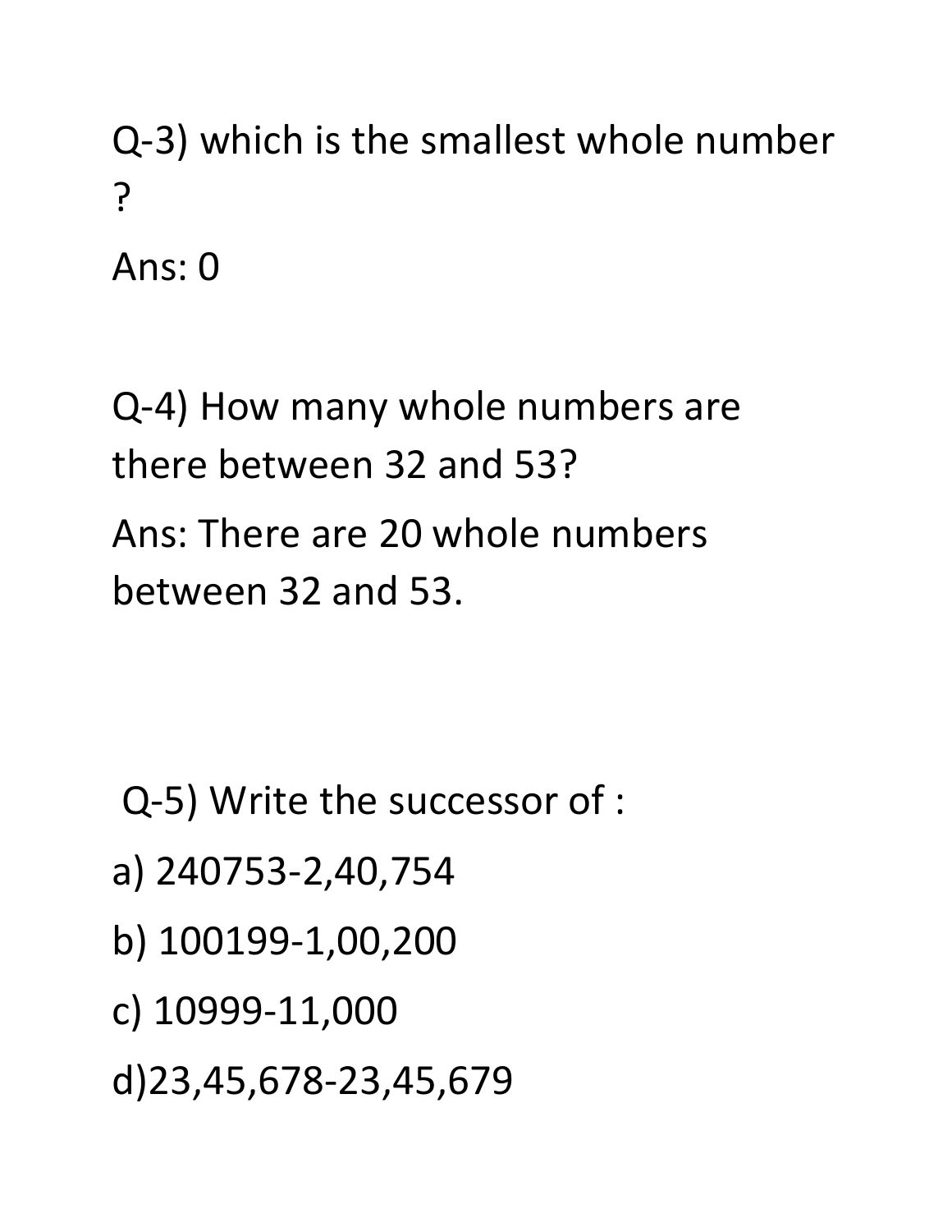Q-3) which is the smallest whole number ?

Ans: 0

Q-4) How many whole numbers are there between 32 and 53?

Ans: There are 20 whole numbers between 32 and 53.

Q-5) Write the successor of :

a) 240753-2,40,754

b) 100199-1,00,200

c) 10999-11,000

d)23,45,678-23,45,679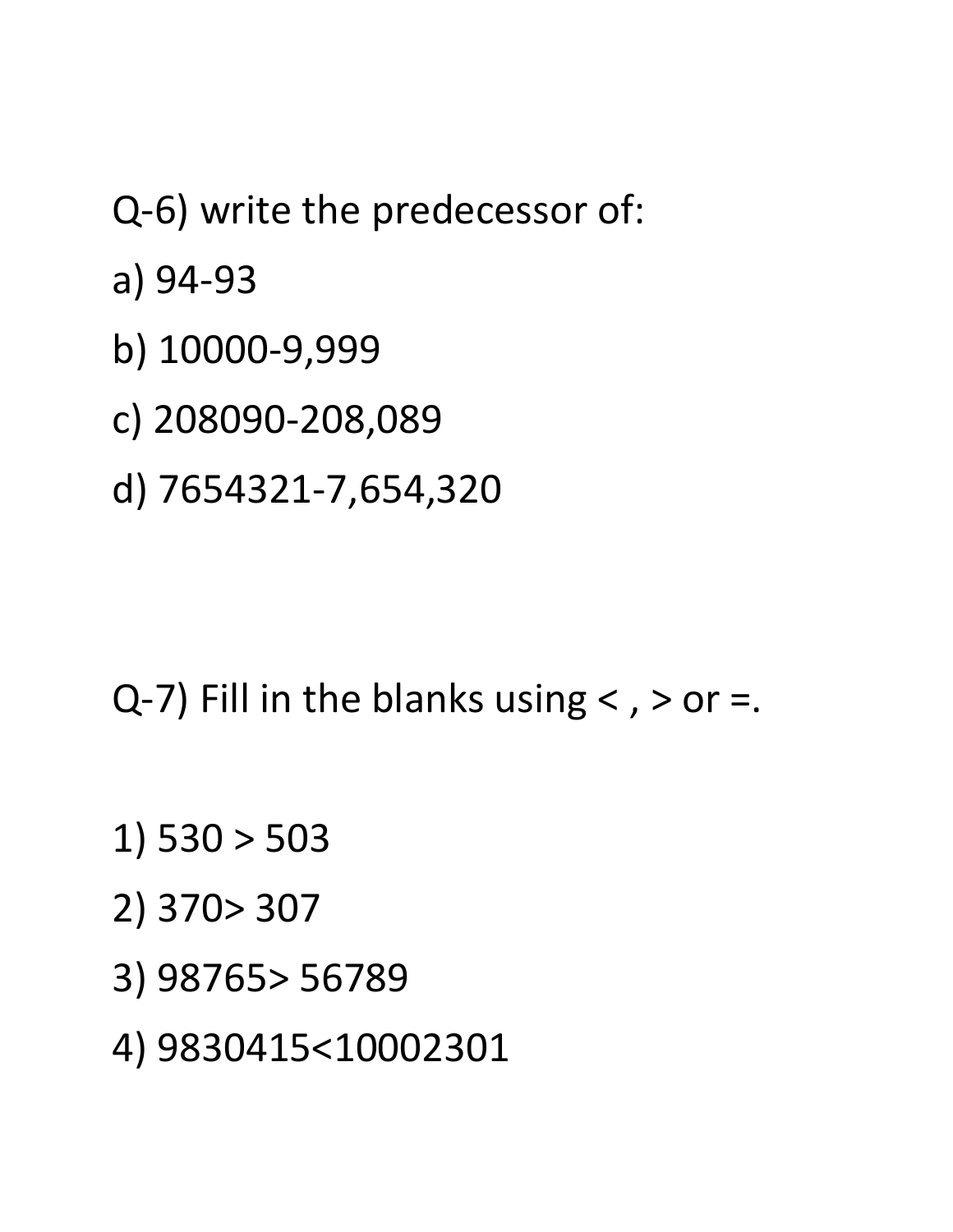Q-6) write the predecessor of:

a) 94-93

b) 10000-9,999

c) 208090-208,089

d) 7654321-7,654,320

Q-7) Fill in the blanks using < , > or =.

1) 530 > 503

2) 370> 307

3) 98765> 56789

4) 9830415<10002301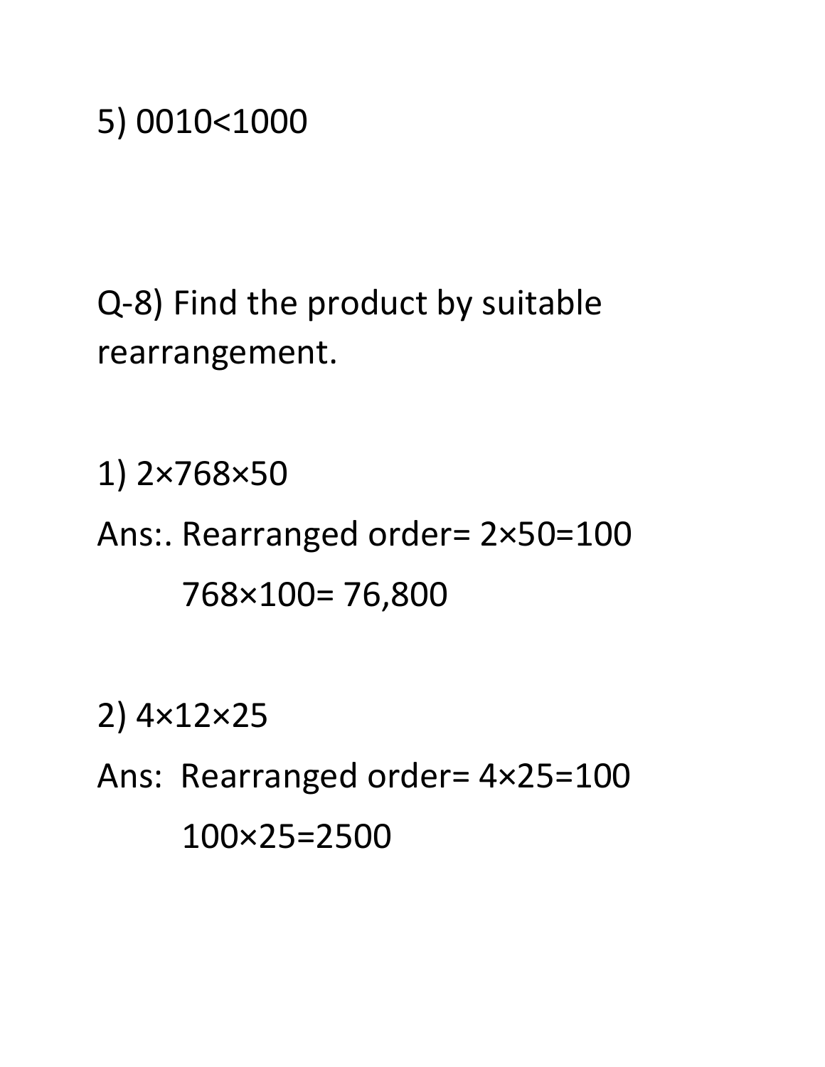5) 0010<1000

Q-8) Find the product by suitable rearrangement.

1) 2×768×50

Ans:. Rearranged order= 2×50=100

768×100= 76,800

2) 4×12×25

Ans: Rearranged order= 4×25=100

100×25=2500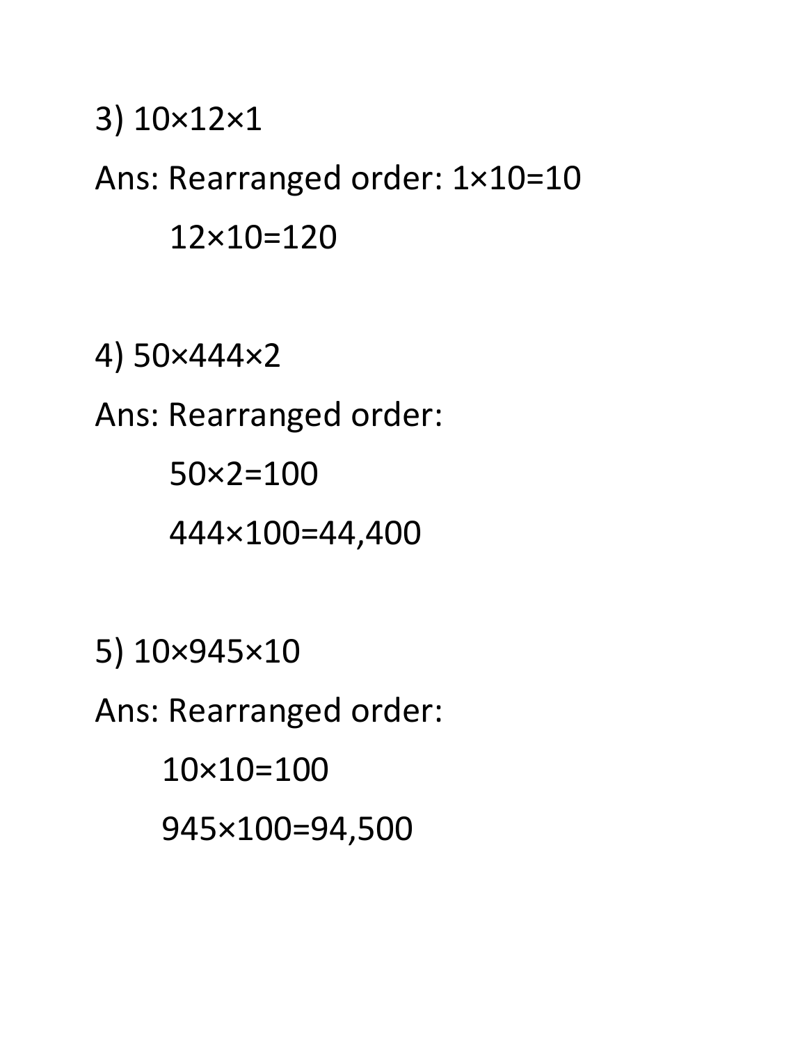3) $10 \times 12 \times 1$

Ans: Rearranged order: $1 \times 10 = 10$

$12 \times 10 = 120$

4) $50 \times 444 \times 2$

Ans: Rearranged order:

$50 \times 2 = 100$

$444 \times 100 = 44,400$

5) $10 \times 945 \times 10$

Ans: Rearranged order:

$10 \times 10 = 100$

$945 \times 100 = 94,500$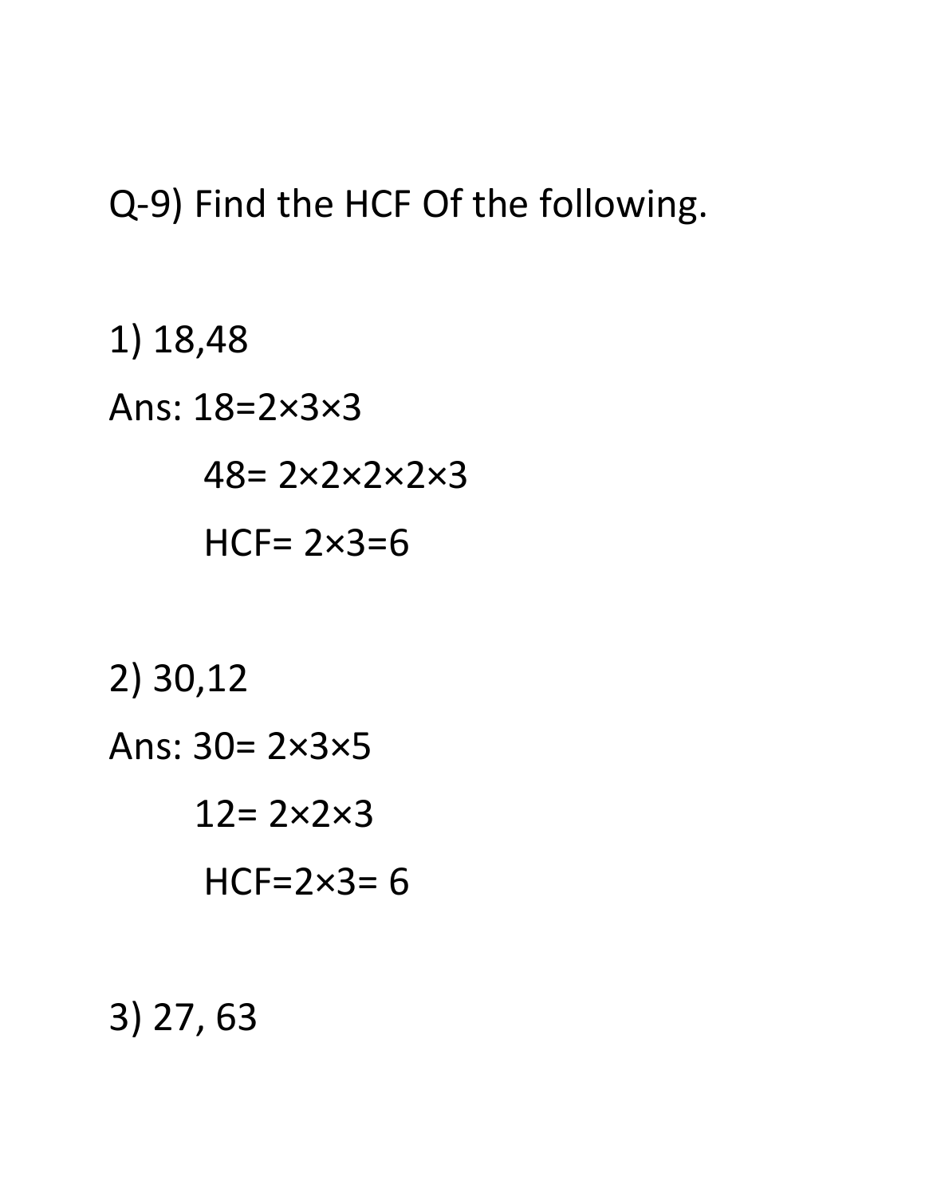Q-9) Find the HCF Of the following.

1) 18,48

Ans: $18=2\times3\times3$

$48= 2\times2\times2\times2\times3$

HCF= $2\times3=6$

2) 30,12

Ans: $30= 2\times3\times5$

$12= 2\times2\times3$

HCF=$2\times3= 6$

3) 27, 63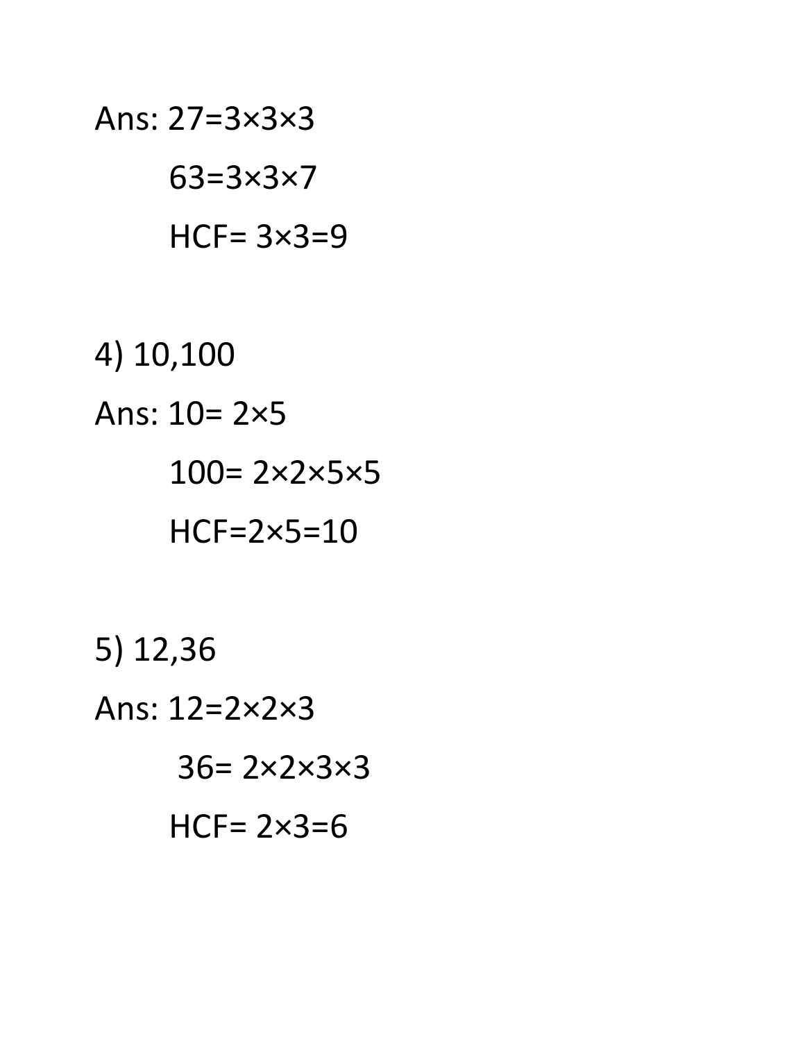Ans: $27=3\times3\times3$

$63=3\times3\times7$

HCF= $3\times3=9$

4) 10,100

Ans: $10= 2\times5$

$100= 2\times2\times5\times5$

HCF=$2\times5=10$

5) 12,36

Ans: $12=2\times2\times3$

$36= 2\times2\times3\times3$

HCF= $2\times3=6$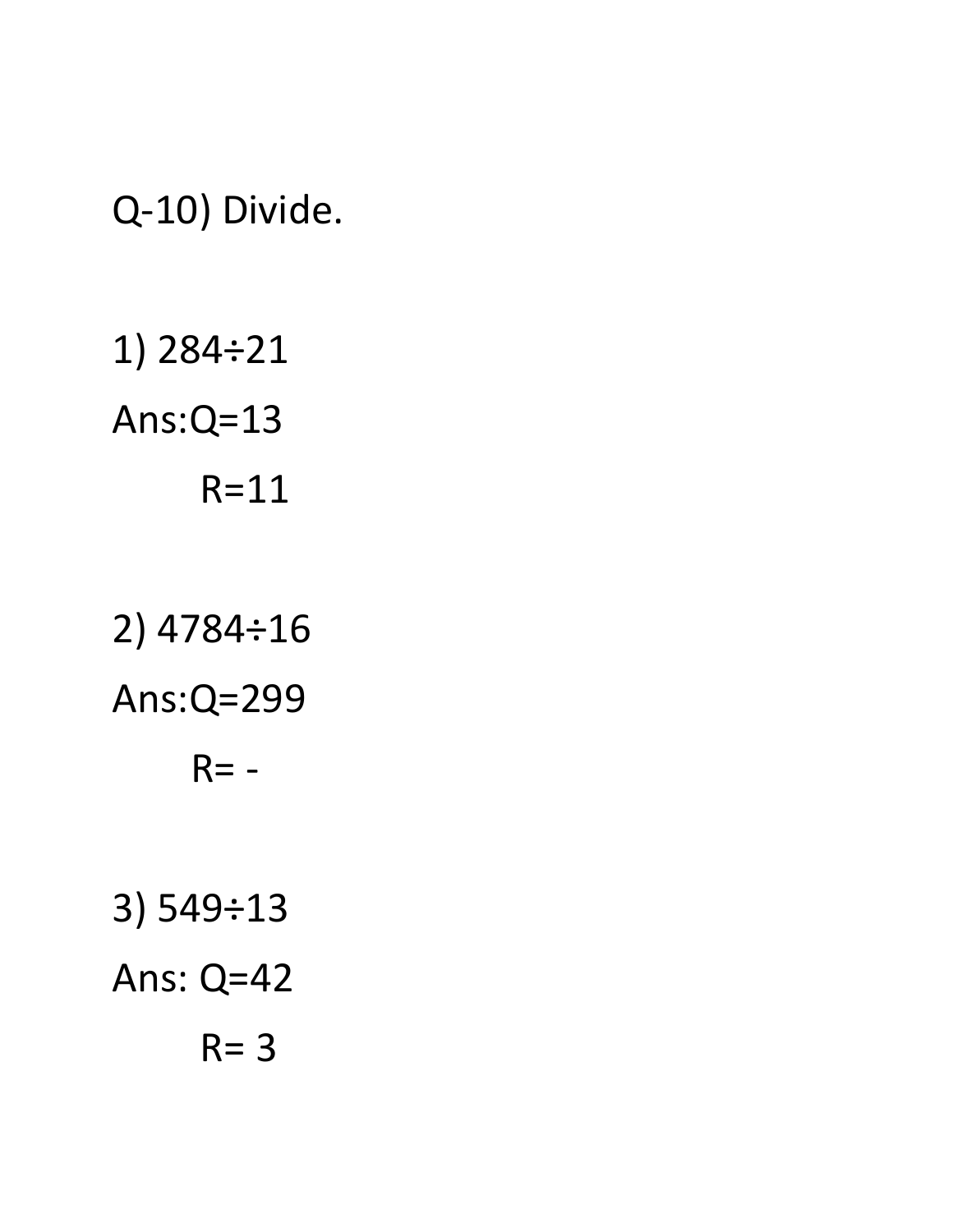Q-10) Divide.

1) 284÷21

Ans:Q=13

R=11

2) 4784÷16

Ans:Q=299

R= -

3) 549÷13

Ans: Q=42

R= 3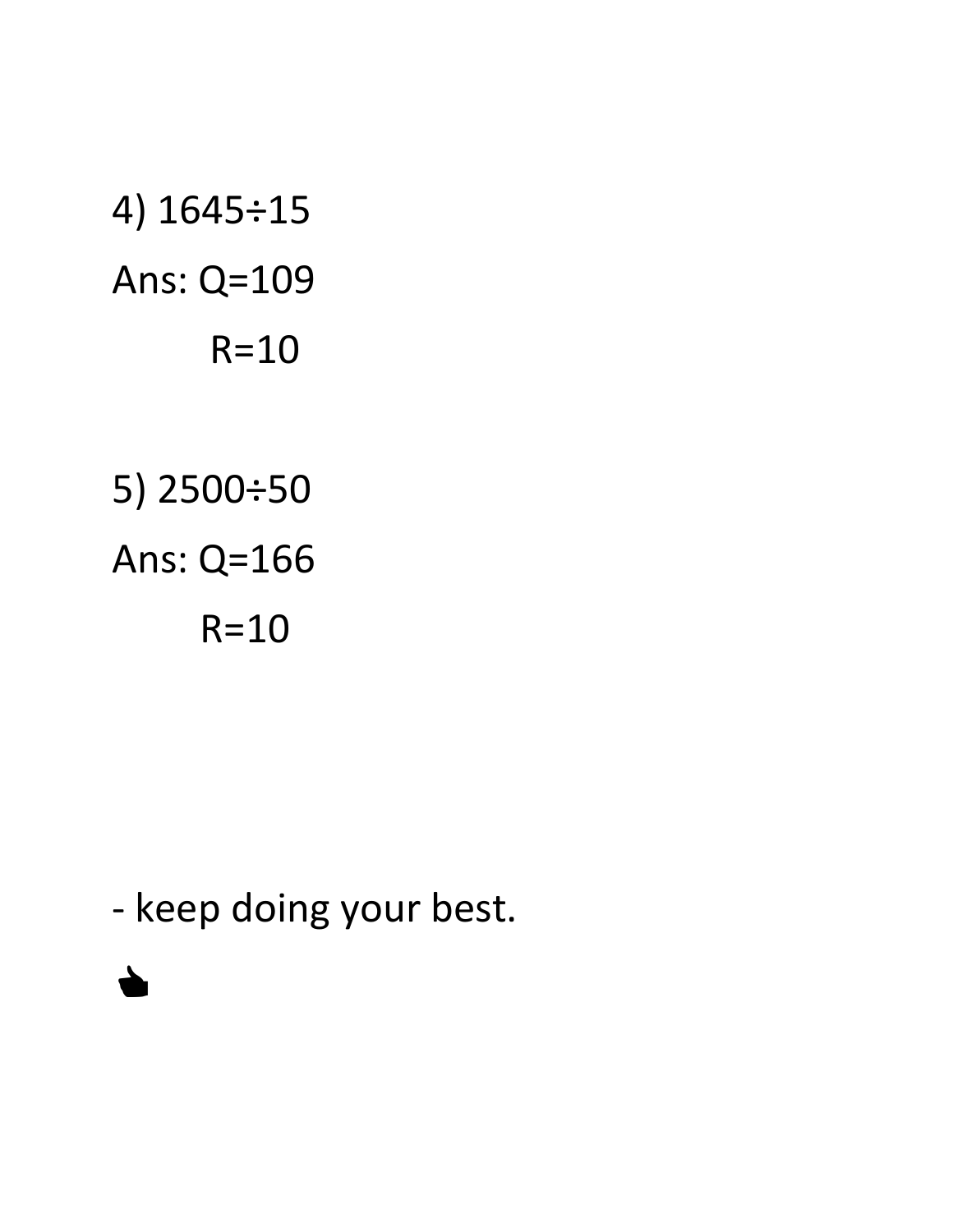4) 1645÷15

Ans: Q=109

R=10

5) 2500÷50

Ans: Q=166

R=10

- keep doing your best.

👍